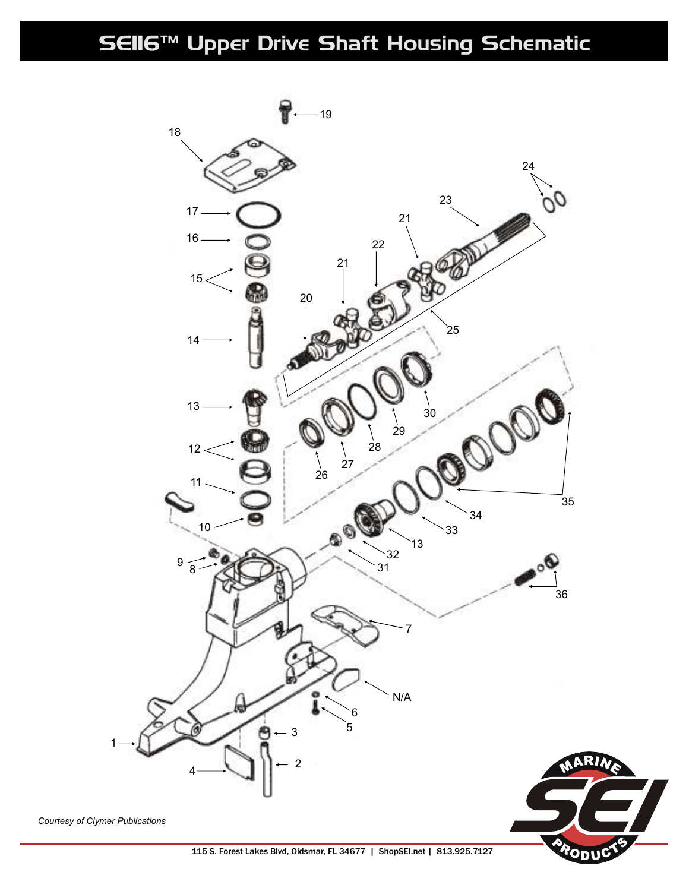# SEI16™ Upper Drive Shaft Housing Schematic

*Courtesy of Clymer Publications*

115 S. Forest Lakes Blvd, Oldsmar, FL 34677 | ShopSEI.net | 813.925.7127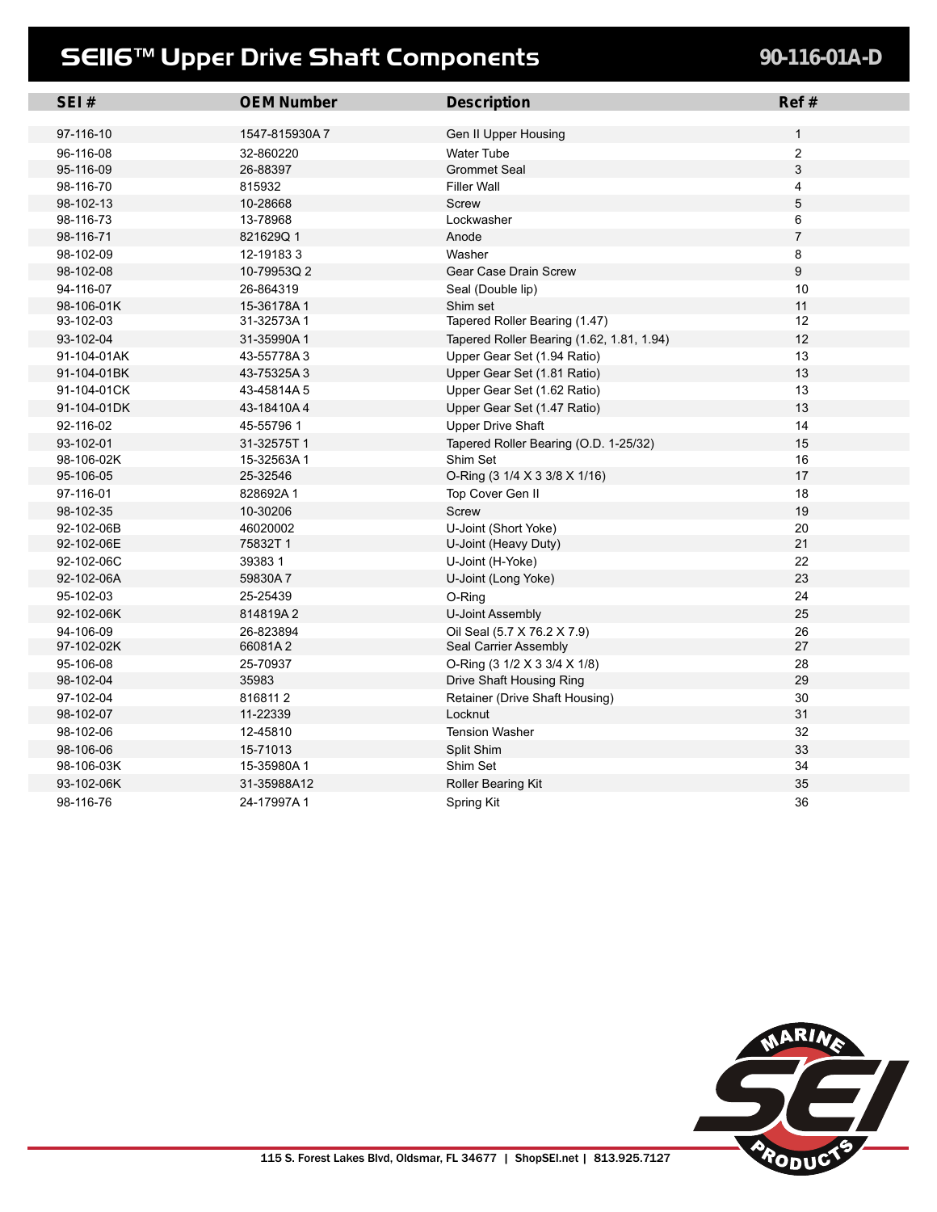# SEI16™ Upper Drive Shaft Components

**90-116-01A-D**

| SEI # | OEM Number | Description | Ref # |
|---|---|---|---|
| 97-116-10 | 1547-815930A 7 | Gen II Upper Housing | 1 |
| 96-116-08 | 32-860220 | Water Tube | 2 |
| 95-116-09 | 26-88397 | Grommet Seal | 3 |
| 98-116-70 | 815932 | Filler Wall | 4 |
| 98-102-13 | 10-28668 | Screw | 5 |
| 98-116-73 | 13-78968 | Lockwasher | 6 |
| 98-116-71 | 821629Q 1 | Anode | 7 |
| 98-102-09 | 12-19183 3 | Washer | 8 |
| 98-102-08 | 10-79953Q 2 | Gear Case Drain Screw | 9 |
| 94-116-07 | 26-864319 | Seal (Double lip) | 10 |
| 98-106-01K | 15-36178A 1 | Shim set | 11 |
| 93-102-03 | 31-32573A 1 | Tapered Roller Bearing (1.47) | 12 |
| 93-102-04 | 31-35990A 1 | Tapered Roller Bearing (1.62, 1.81, 1.94) | 12 |
| 91-104-01AK | 43-55778A 3 | Upper Gear Set (1.94 Ratio) | 13 |
| 91-104-01BK | 43-75325A 3 | Upper Gear Set (1.81 Ratio) | 13 |
| 91-104-01CK | 43-45814A 5 | Upper Gear Set (1.62 Ratio) | 13 |
| 91-104-01DK | 43-18410A 4 | Upper Gear Set (1.47 Ratio) | 13 |
| 92-116-02 | 45-55796 1 | Upper Drive Shaft | 14 |
| 93-102-01 | 31-32575T 1 | Tapered Roller Bearing (O.D. 1-25/32) | 15 |
| 98-106-02K | 15-32563A 1 | Shim Set | 16 |
| 95-106-05 | 25-32546 | O-Ring (3 1/4 X 3 3/8 X 1/16) | 17 |
| 97-116-01 | 828692A 1 | Top Cover Gen II | 18 |
| 98-102-35 | 10-30206 | Screw | 19 |
| 92-102-06B | 46020002 | U-Joint (Short Yoke) | 20 |
| 92-102-06E | 75832T 1 | U-Joint (Heavy Duty) | 21 |
| 92-102-06C | 39383 1 | U-Joint (H-Yoke) | 22 |
| 92-102-06A | 59830A 7 | U-Joint (Long Yoke) | 23 |
| 95-102-03 | 25-25439 | O-Ring | 24 |
| 92-102-06K | 814819A 2 | U-Joint Assembly | 25 |
| 94-106-09 | 26-823894 | Oil Seal (5.7 X 76.2 X 7.9) | 26 |
| 97-102-02K | 66081A 2 | Seal Carrier Assembly | 27 |
| 95-106-08 | 25-70937 | O-Ring (3 1/2 X 3 3/4 X 1/8) | 28 |
| 98-102-04 | 35983 | Drive Shaft Housing Ring | 29 |
| 97-102-04 | 816811 2 | Retainer (Drive Shaft Housing) | 30 |
| 98-102-07 | 11-22339 | Locknut | 31 |
| 98-102-06 | 12-45810 | Tension Washer | 32 |
| 98-106-06 | 15-71013 | Split Shim | 33 |
| 98-106-03K | 15-35980A 1 | Shim Set | 34 |
| 93-102-06K | 31-35988A12 | Roller Bearing Kit | 35 |
| 98-116-76 | 24-17997A 1 | Spring Kit | 36 |

115 S. Forest Lakes Blvd, Oldsmar, FL 34677 | ShopSEI.net | 813.925.7127